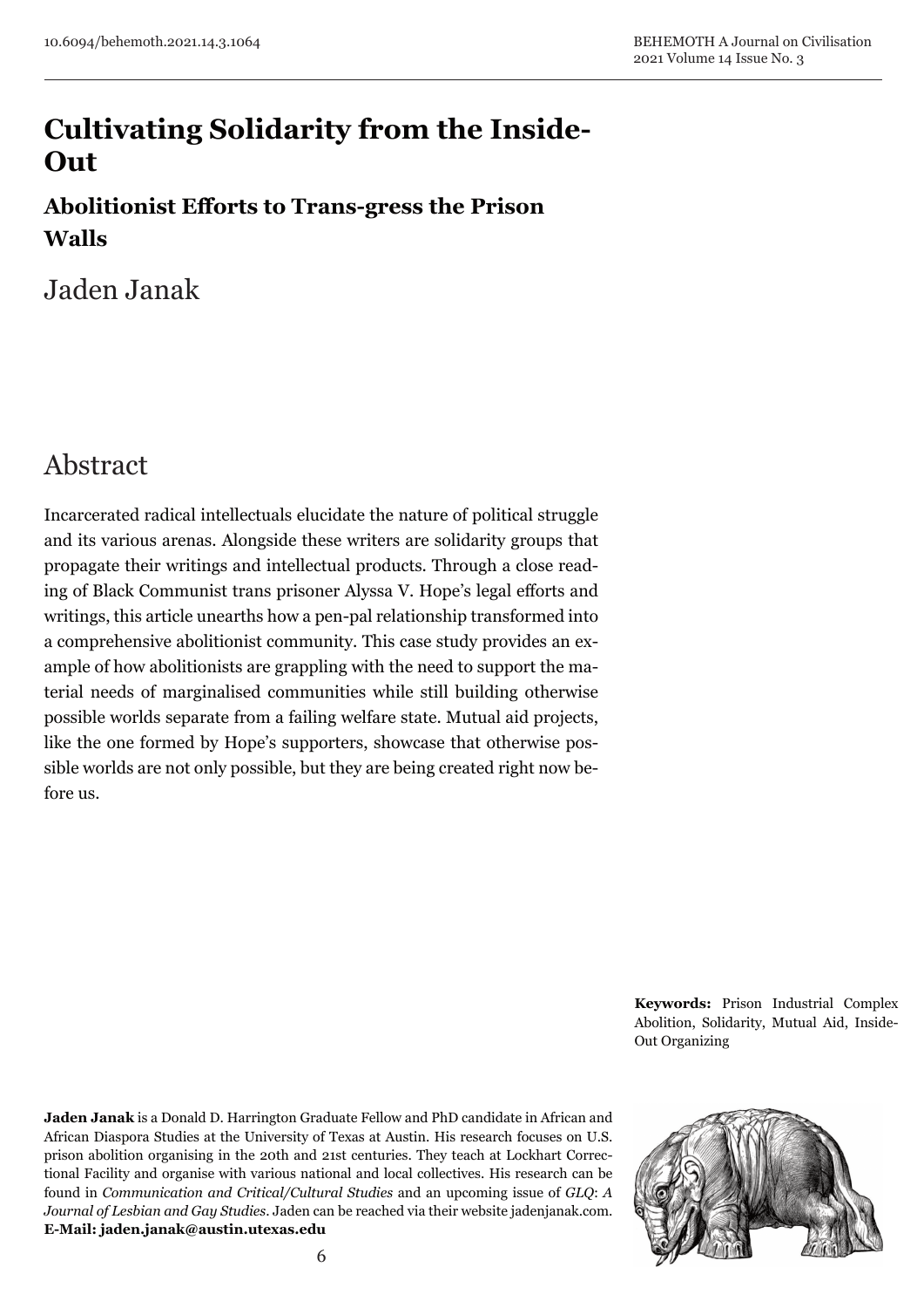# Cultivating Solidarity from the Inside-Out

## Abolitionist Efforts to Trans-gress the Prison Walls

Jaden Janak

## Abstract

Incarcerated radical intellectuals elucidate the nature of political struggle and its various arenas. Alongside these writers are solidarity groups that propagate their writings and intellectual products. Through a close reading of Black Communist trans prisoner Alyssa V. Hope's legal efforts and writings, this article unearths how a pen-pal relationship transformed into a comprehensive abolitionist community. This case study provides an example of how abolitionists are grappling with the need to support the material needs of marginalised communities while still building otherwise possible worlds separate from a failing welfare state. Mutual aid projects, like the one formed by Hope's supporters, showcase that otherwise possible worlds are not only possible, but they are being created right now before us.

**Keywords:** Prison Industrial Complex Abolition, Solidarity, Mutual Aid, Inside-Out Organizing

**Jaden Janak** is a Donald D. Harrington Graduate Fellow and PhD candidate in African and African Diaspora Studies at the University of Texas at Austin. His research focuses on U.S. prison abolition organising in the 20th and 21st centuries. They teach at Lockhart Correctional Facility and organise with various national and local collectives. His research can be found in *Communication and Critical/Cultural Studies* and an upcoming issue of *GLQ*: *A Journal of Lesbian and Gay Studies*. Jaden can be reached via their website jadenjanak.com.
**E-Mail: jaden.janak@austin.utexas.edu**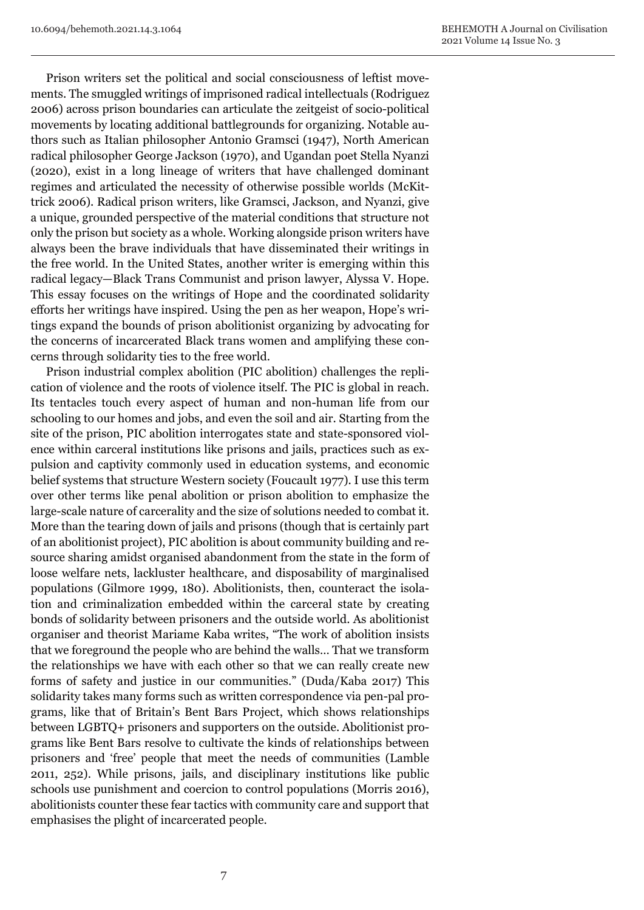Prison writers set the political and social consciousness of leftist movements. The smuggled writings of imprisoned radical intellectuals (Rodriguez 2006) across prison boundaries can articulate the zeitgeist of socio-political movements by locating additional battlegrounds for organizing. Notable authors such as Italian philosopher Antonio Gramsci (1947), North American radical philosopher George Jackson (1970), and Ugandan poet Stella Nyanzi (2020), exist in a long lineage of writers that have challenged dominant regimes and articulated the necessity of otherwise possible worlds (McKittrick 2006). Radical prison writers, like Gramsci, Jackson, and Nyanzi, give a unique, grounded perspective of the material conditions that structure not only the prison but society as a whole. Working alongside prison writers have always been the brave individuals that have disseminated their writings in the free world. In the United States, another writer is emerging within this radical legacy—Black Trans Communist and prison lawyer, Alyssa V. Hope. This essay focuses on the writings of Hope and the coordinated solidarity efforts her writings have inspired. Using the pen as her weapon, Hope's writings expand the bounds of prison abolitionist organizing by advocating for the concerns of incarcerated Black trans women and amplifying these concerns through solidarity ties to the free world.

Prison industrial complex abolition (PIC abolition) challenges the replication of violence and the roots of violence itself. The PIC is global in reach. Its tentacles touch every aspect of human and non-human life from our schooling to our homes and jobs, and even the soil and air. Starting from the site of the prison, PIC abolition interrogates state and state-sponsored violence within carceral institutions like prisons and jails, practices such as expulsion and captivity commonly used in education systems, and economic belief systems that structure Western society (Foucault 1977). I use this term over other terms like penal abolition or prison abolition to emphasize the large-scale nature of carcerality and the size of solutions needed to combat it. More than the tearing down of jails and prisons (though that is certainly part of an abolitionist project), PIC abolition is about community building and resource sharing amidst organised abandonment from the state in the form of loose welfare nets, lackluster healthcare, and disposability of marginalised populations (Gilmore 1999, 180). Abolitionists, then, counteract the isolation and criminalization embedded within the carceral state by creating bonds of solidarity between prisoners and the outside world. As abolitionist organiser and theorist Mariame Kaba writes, "The work of abolition insists that we foreground the people who are behind the walls… That we transform the relationships we have with each other so that we can really create new forms of safety and justice in our communities." (Duda/Kaba 2017) This solidarity takes many forms such as written correspondence via pen-pal programs, like that of Britain's Bent Bars Project, which shows relationships between LGBTQ+ prisoners and supporters on the outside. Abolitionist programs like Bent Bars resolve to cultivate the kinds of relationships between prisoners and 'free' people that meet the needs of communities (Lamble 2011, 252). While prisons, jails, and disciplinary institutions like public schools use punishment and coercion to control populations (Morris 2016), abolitionists counter these fear tactics with community care and support that emphasises the plight of incarcerated people.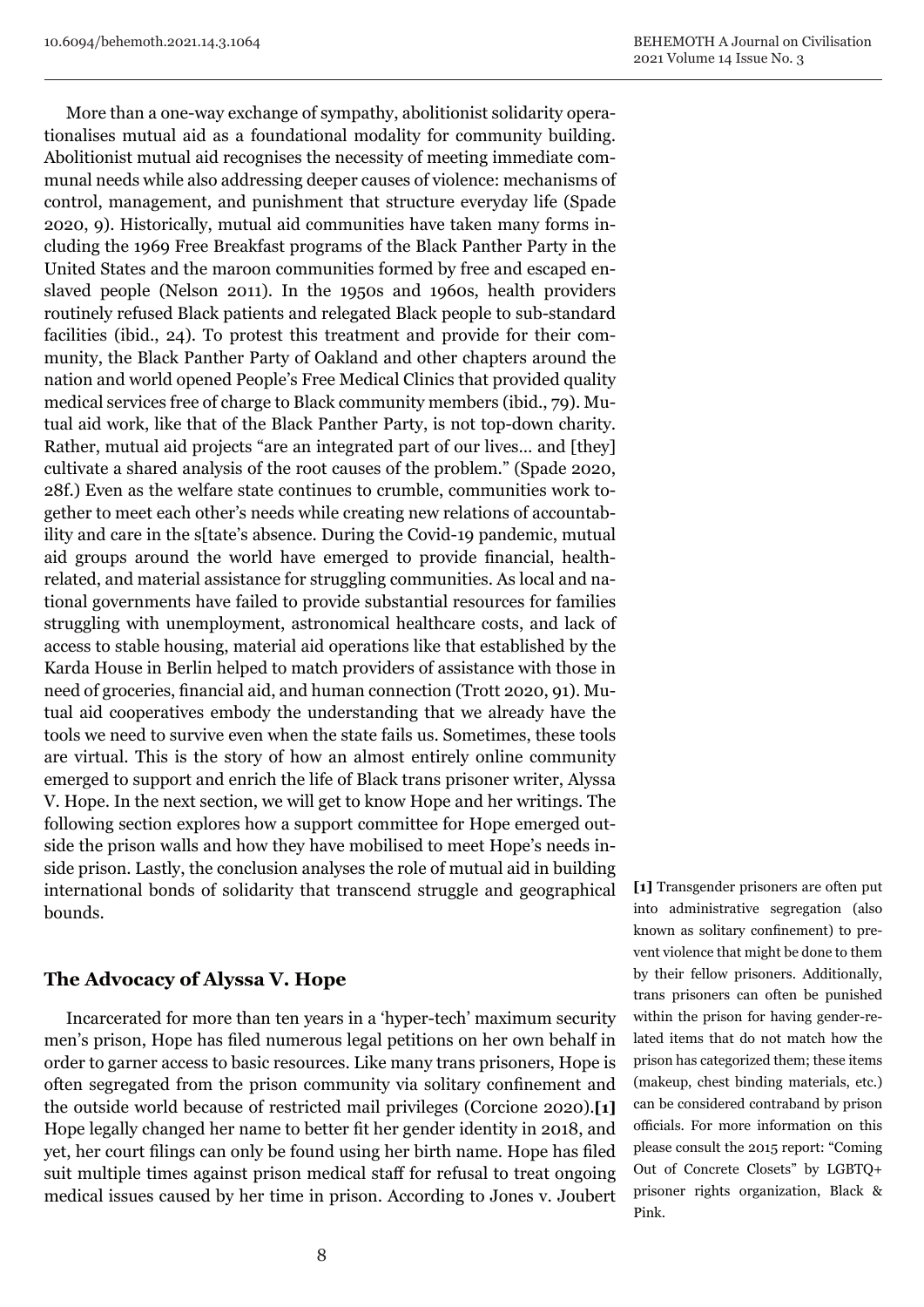More than a one-way exchange of sympathy, abolitionist solidarity operationalises mutual aid as a foundational modality for community building. Abolitionist mutual aid recognises the necessity of meeting immediate communal needs while also addressing deeper causes of violence: mechanisms of control, management, and punishment that structure everyday life (Spade 2020, 9). Historically, mutual aid communities have taken many forms including the 1969 Free Breakfast programs of the Black Panther Party in the United States and the maroon communities formed by free and escaped enslaved people (Nelson 2011). In the 1950s and 1960s, health providers routinely refused Black patients and relegated Black people to sub-standard facilities (ibid., 24). To protest this treatment and provide for their community, the Black Panther Party of Oakland and other chapters around the nation and world opened People's Free Medical Clinics that provided quality medical services free of charge to Black community members (ibid., 79). Mutual aid work, like that of the Black Panther Party, is not top-down charity. Rather, mutual aid projects "are an integrated part of our lives… and [they] cultivate a shared analysis of the root causes of the problem." (Spade 2020, 28f.) Even as the welfare state continues to crumble, communities work together to meet each other's needs while creating new relations of accountability and care in the s[tate's absence. During the Covid-19 pandemic, mutual aid groups around the world have emerged to provide financial, health-related, and material assistance for struggling communities. As local and national governments have failed to provide substantial resources for families struggling with unemployment, astronomical healthcare costs, and lack of access to stable housing, material aid operations like that established by the Karda House in Berlin helped to match providers of assistance with those in need of groceries, financial aid, and human connection (Trott 2020, 91). Mutual aid cooperatives embody the understanding that we already have the tools we need to survive even when the state fails us. Sometimes, these tools are virtual. This is the story of how an almost entirely online community emerged to support and enrich the life of Black trans prisoner writer, Alyssa V. Hope. In the next section, we will get to know Hope and her writings. The following section explores how a support committee for Hope emerged outside the prison walls and how they have mobilised to meet Hope's needs inside prison. Lastly, the conclusion analyses the role of mutual aid in building international bonds of solidarity that transcend struggle and geographical bounds.

## The Advocacy of Alyssa V. Hope

Incarcerated for more than ten years in a 'hyper-tech' maximum security men's prison, Hope has filed numerous legal petitions on her own behalf in order to garner access to basic resources. Like many trans prisoners, Hope is often segregated from the prison community via solitary confinement and the outside world because of restricted mail privileges (Corcione 2020).**[1]** Hope legally changed her name to better fit her gender identity in 2018, and yet, her court filings can only be found using her birth name. Hope has filed suit multiple times against prison medical staff for refusal to treat ongoing medical issues caused by her time in prison. According to Jones v. Joubert

**[1]** Transgender prisoners are often put into administrative segregation (also known as solitary confinement) to prevent violence that might be done to them by their fellow prisoners. Additionally, trans prisoners can often be punished within the prison for having gender-related items that do not match how the prison has categorized them; these items (makeup, chest binding materials, etc.) can be considered contraband by prison officials. For more information on this please consult the 2015 report: "Coming Out of Concrete Closets" by LGBTQ+ prisoner rights organization, Black & Pink.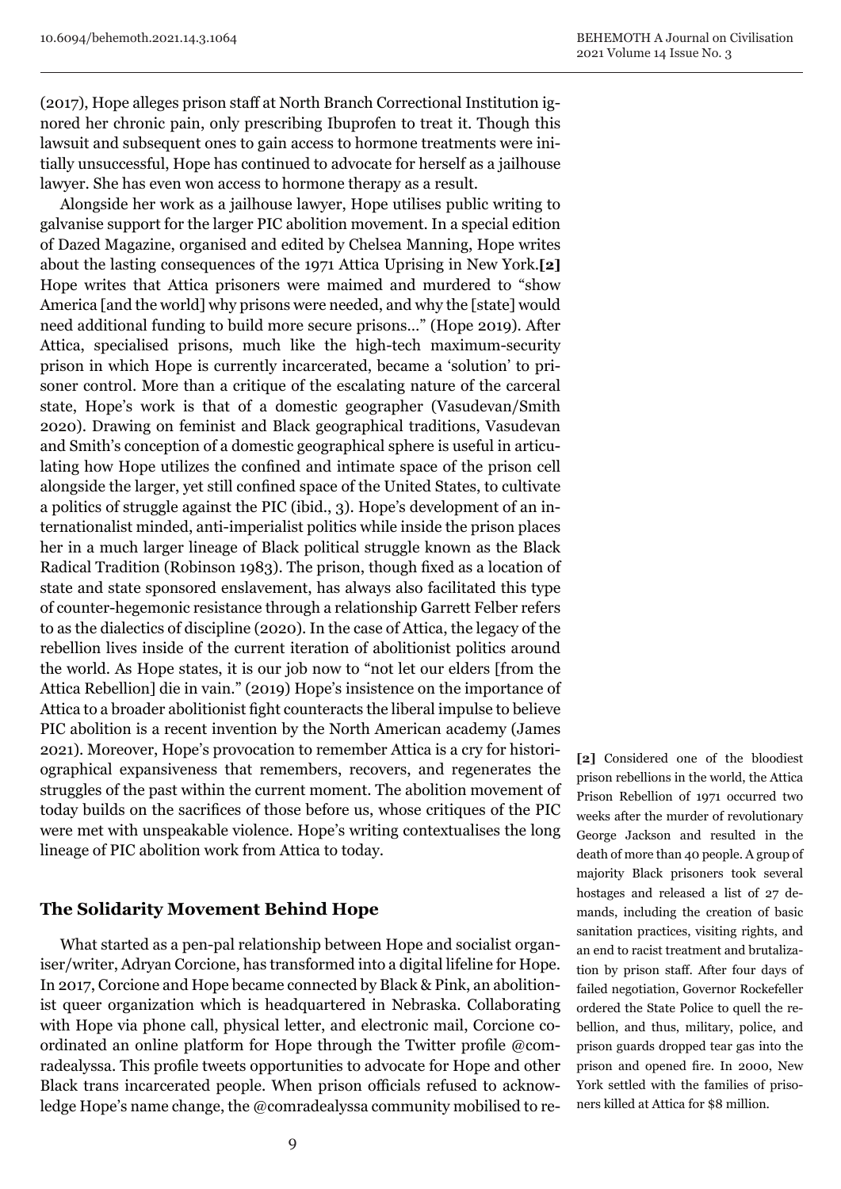(2017), Hope alleges prison staff at North Branch Correctional Institution ignored her chronic pain, only prescribing Ibuprofen to treat it. Though this lawsuit and subsequent ones to gain access to hormone treatments were initially unsuccessful, Hope has continued to advocate for herself as a jailhouse lawyer. She has even won access to hormone therapy as a result.

Alongside her work as a jailhouse lawyer, Hope utilises public writing to galvanise support for the larger PIC abolition movement. In a special edition of Dazed Magazine, organised and edited by Chelsea Manning, Hope writes about the lasting consequences of the 1971 Attica Uprising in New York.**[2]** Hope writes that Attica prisoners were maimed and murdered to "show America [and the world] why prisons were needed, and why the [state] would need additional funding to build more secure prisons…" (Hope 2019). After Attica, specialised prisons, much like the high-tech maximum-security prison in which Hope is currently incarcerated, became a 'solution' to prisoner control. More than a critique of the escalating nature of the carceral state, Hope's work is that of a domestic geographer (Vasudevan/Smith 2020). Drawing on feminist and Black geographical traditions, Vasudevan and Smith's conception of a domestic geographical sphere is useful in articulating how Hope utilizes the confined and intimate space of the prison cell alongside the larger, yet still confined space of the United States, to cultivate a politics of struggle against the PIC (ibid., 3). Hope's development of an internationalist minded, anti-imperialist politics while inside the prison places her in a much larger lineage of Black political struggle known as the Black Radical Tradition (Robinson 1983). The prison, though fixed as a location of state and state sponsored enslavement, has always also facilitated this type of counter-hegemonic resistance through a relationship Garrett Felber refers to as the dialectics of discipline (2020). In the case of Attica, the legacy of the rebellion lives inside of the current iteration of abolitionist politics around the world. As Hope states, it is our job now to "not let our elders [from the Attica Rebellion] die in vain." (2019) Hope's insistence on the importance of Attica to a broader abolitionist fight counteracts the liberal impulse to believe PIC abolition is a recent invention by the North American academy (James 2021). Moreover, Hope's provocation to remember Attica is a cry for historiographical expansiveness that remembers, recovers, and regenerates the struggles of the past within the current moment. The abolition movement of today builds on the sacrifices of those before us, whose critiques of the PIC were met with unspeakable violence. Hope's writing contextualises the long lineage of PIC abolition work from Attica to today.

## The Solidarity Movement Behind Hope

What started as a pen-pal relationship between Hope and socialist organiser/writer, Adryan Corcione, has transformed into a digital lifeline for Hope. In 2017, Corcione and Hope became connected by Black & Pink, an abolitionist queer organization which is headquartered in Nebraska. Collaborating with Hope via phone call, physical letter, and electronic mail, Corcione coordinated an online platform for Hope through the Twitter profile @comradealyssa. This profile tweets opportunities to advocate for Hope and other Black trans incarcerated people. When prison officials refused to acknowledge Hope's name change, the @comradealyssa community mobilised to re-

**[2]** Considered one of the bloodiest prison rebellions in the world, the Attica Prison Rebellion of 1971 occurred two weeks after the murder of revolutionary George Jackson and resulted in the death of more than 40 people. A group of majority Black prisoners took several hostages and released a list of 27 demands, including the creation of basic sanitation practices, visiting rights, and an end to racist treatment and brutalization by prison staff. After four days of failed negotiation, Governor Rockefeller ordered the State Police to quell the rebellion, and thus, military, police, and prison guards dropped tear gas into the prison and opened fire. In 2000, New York settled with the families of prisoners killed at Attica for $8 million.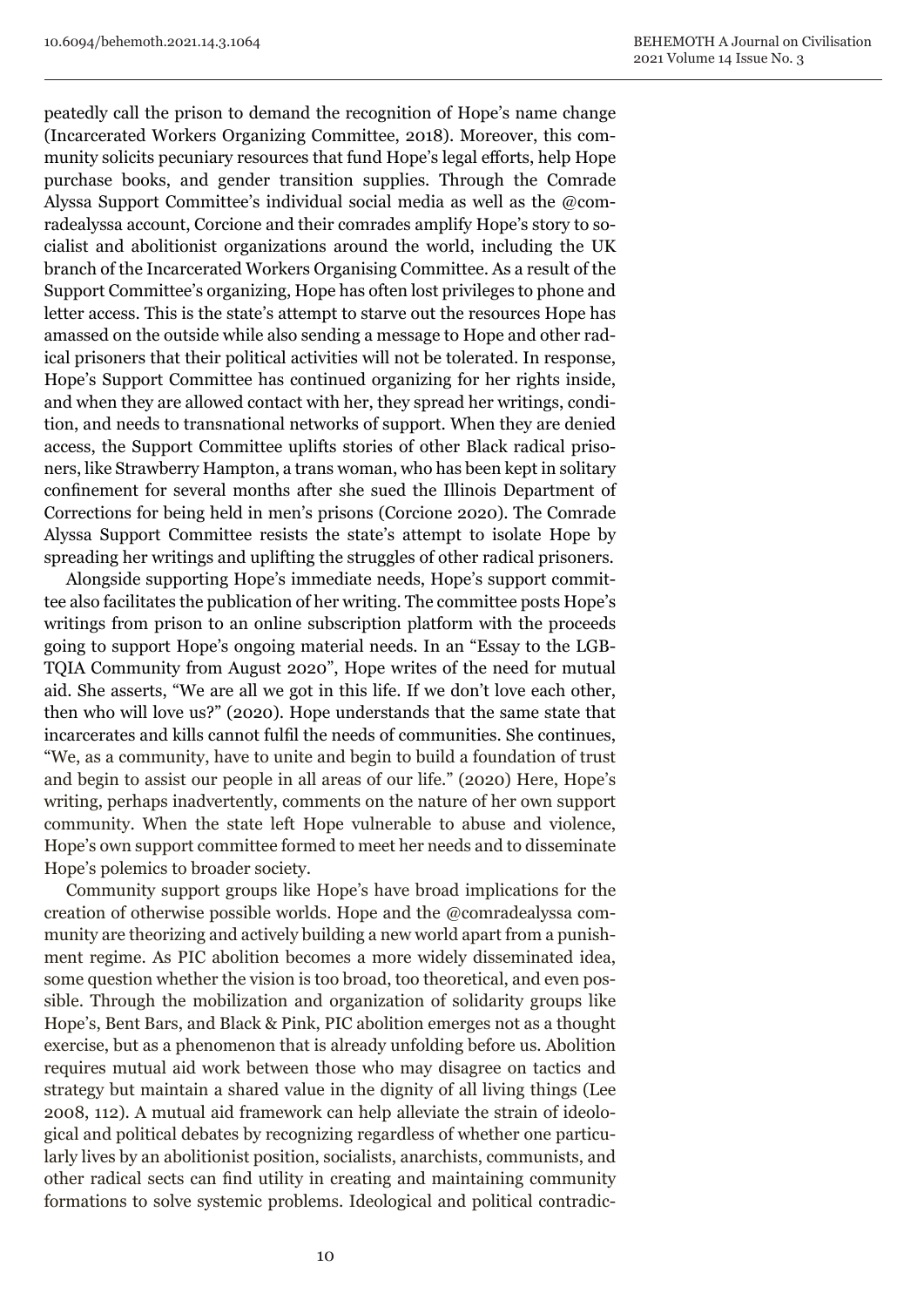peatedly call the prison to demand the recognition of Hope's name change (Incarcerated Workers Organizing Committee, 2018). Moreover, this community solicits pecuniary resources that fund Hope's legal efforts, help Hope purchase books, and gender transition supplies. Through the Comrade Alyssa Support Committee's individual social media as well as the @comradealyssa account, Corcione and their comrades amplify Hope's story to socialist and abolitionist organizations around the world, including the UK branch of the Incarcerated Workers Organising Committee. As a result of the Support Committee's organizing, Hope has often lost privileges to phone and letter access. This is the state's attempt to starve out the resources Hope has amassed on the outside while also sending a message to Hope and other radical prisoners that their political activities will not be tolerated. In response, Hope's Support Committee has continued organizing for her rights inside, and when they are allowed contact with her, they spread her writings, condition, and needs to transnational networks of support. When they are denied access, the Support Committee uplifts stories of other Black radical prisoners, like Strawberry Hampton, a trans woman, who has been kept in solitary confinement for several months after she sued the Illinois Department of Corrections for being held in men's prisons (Corcione 2020). The Comrade Alyssa Support Committee resists the state's attempt to isolate Hope by spreading her writings and uplifting the struggles of other radical prisoners.

Alongside supporting Hope's immediate needs, Hope's support committee also facilitates the publication of her writing. The committee posts Hope's writings from prison to an online subscription platform with the proceeds going to support Hope's ongoing material needs. In an "Essay to the LGBTQIA Community from August 2020", Hope writes of the need for mutual aid. She asserts, "We are all we got in this life. If we don't love each other, then who will love us?" (2020). Hope understands that the same state that incarcerates and kills cannot fulfil the needs of communities. She continues, "We, as a community, have to unite and begin to build a foundation of trust and begin to assist our people in all areas of our life." (2020) Here, Hope's writing, perhaps inadvertently, comments on the nature of her own support community. When the state left Hope vulnerable to abuse and violence, Hope's own support committee formed to meet her needs and to disseminate Hope's polemics to broader society.

Community support groups like Hope's have broad implications for the creation of otherwise possible worlds. Hope and the @comradealyssa community are theorizing and actively building a new world apart from a punishment regime. As PIC abolition becomes a more widely disseminated idea, some question whether the vision is too broad, too theoretical, and even possible. Through the mobilization and organization of solidarity groups like Hope's, Bent Bars, and Black & Pink, PIC abolition emerges not as a thought exercise, but as a phenomenon that is already unfolding before us. Abolition requires mutual aid work between those who may disagree on tactics and strategy but maintain a shared value in the dignity of all living things (Lee 2008, 112). A mutual aid framework can help alleviate the strain of ideological and political debates by recognizing regardless of whether one particularly lives by an abolitionist position, socialists, anarchists, communists, and other radical sects can find utility in creating and maintaining community formations to solve systemic problems. Ideological and political contradic-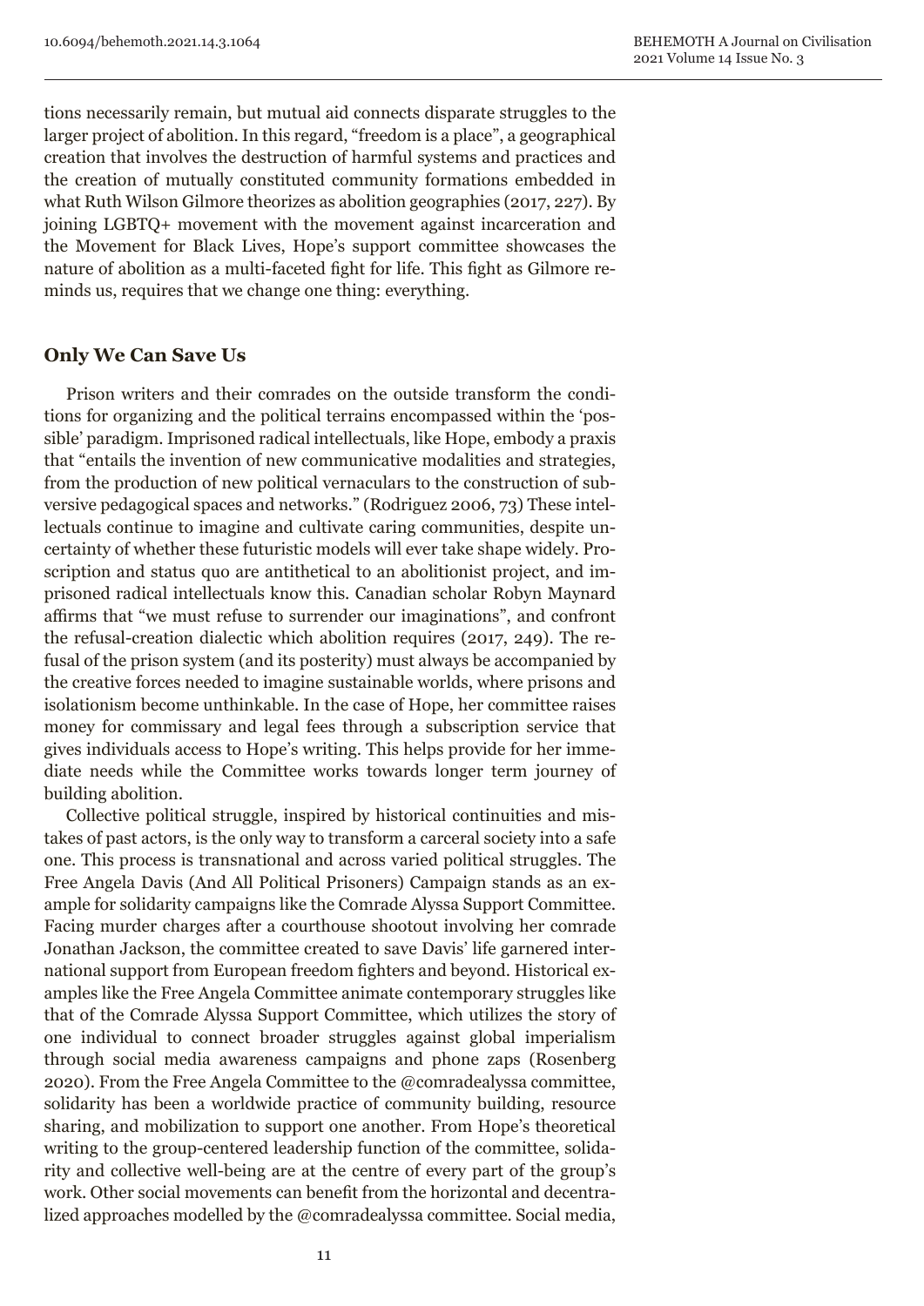tions necessarily remain, but mutual aid connects disparate struggles to the larger project of abolition. In this regard, "freedom is a place", a geographical creation that involves the destruction of harmful systems and practices and the creation of mutually constituted community formations embedded in what Ruth Wilson Gilmore theorizes as abolition geographies (2017, 227). By joining LGBTQ+ movement with the movement against incarceration and the Movement for Black Lives, Hope's support committee showcases the nature of abolition as a multi-faceted fight for life. This fight as Gilmore reminds us, requires that we change one thing: everything.

## Only We Can Save Us

Prison writers and their comrades on the outside transform the conditions for organizing and the political terrains encompassed within the 'possible' paradigm. Imprisoned radical intellectuals, like Hope, embody a praxis that "entails the invention of new communicative modalities and strategies, from the production of new political vernaculars to the construction of subversive pedagogical spaces and networks." (Rodriguez 2006, 73) These intellectuals continue to imagine and cultivate caring communities, despite uncertainty of whether these futuristic models will ever take shape widely. Proscription and status quo are antithetical to an abolitionist project, and imprisoned radical intellectuals know this. Canadian scholar Robyn Maynard affirms that "we must refuse to surrender our imaginations", and confront the refusal-creation dialectic which abolition requires (2017, 249). The refusal of the prison system (and its posterity) must always be accompanied by the creative forces needed to imagine sustainable worlds, where prisons and isolationism become unthinkable. In the case of Hope, her committee raises money for commissary and legal fees through a subscription service that gives individuals access to Hope's writing. This helps provide for her immediate needs while the Committee works towards longer term journey of building abolition.

Collective political struggle, inspired by historical continuities and mistakes of past actors, is the only way to transform a carceral society into a safe one. This process is transnational and across varied political struggles. The Free Angela Davis (And All Political Prisoners) Campaign stands as an example for solidarity campaigns like the Comrade Alyssa Support Committee. Facing murder charges after a courthouse shootout involving her comrade Jonathan Jackson, the committee created to save Davis' life garnered international support from European freedom fighters and beyond. Historical examples like the Free Angela Committee animate contemporary struggles like that of the Comrade Alyssa Support Committee, which utilizes the story of one individual to connect broader struggles against global imperialism through social media awareness campaigns and phone zaps (Rosenberg 2020). From the Free Angela Committee to the @comradealyssa committee, solidarity has been a worldwide practice of community building, resource sharing, and mobilization to support one another. From Hope's theoretical writing to the group-centered leadership function of the committee, solidarity and collective well-being are at the centre of every part of the group's work. Other social movements can benefit from the horizontal and decentralized approaches modelled by the @comradealyssa committee. Social media,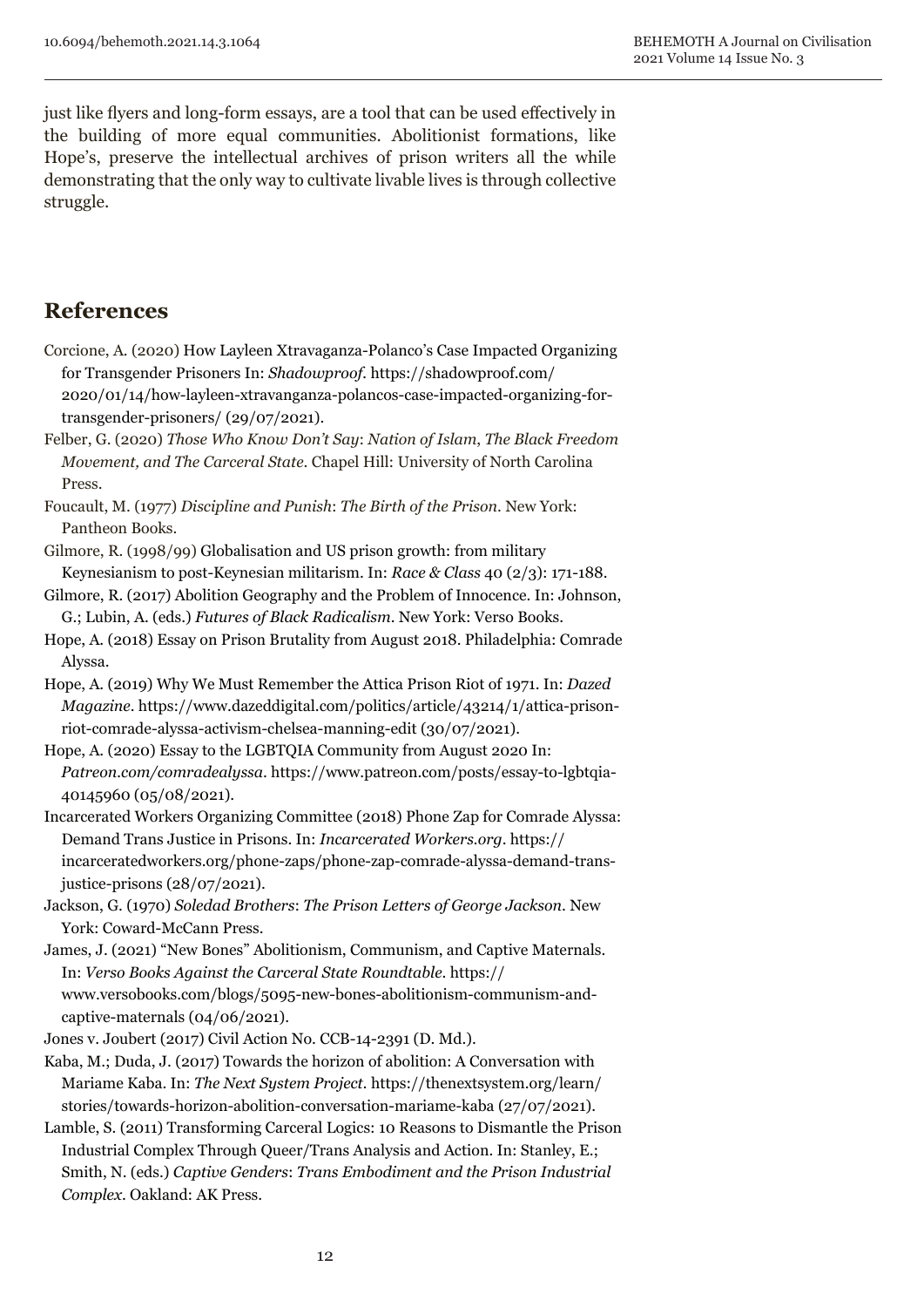just like flyers and long-form essays, are a tool that can be used effectively in the building of more equal communities. Abolitionist formations, like Hope's, preserve the intellectual archives of prison writers all the while demonstrating that the only way to cultivate livable lives is through collective struggle.

## References

Corcione, A. (2020) How Layleen Xtravaganza-Polanco's Case Impacted Organizing for Transgender Prisoners In: *Shadowproof*. https://shadowproof.com/2020/01/14/how-layleen-xtravaganza-polancos-case-impacted-organizing-for-transgender-prisoners/ (29/07/2021).

Felber, G. (2020) *Those Who Know Don't Say*: *Nation of Islam*, *The Black Freedom Movement, and The Carceral State*. Chapel Hill: University of North Carolina Press.

Foucault, M. (1977) *Discipline and Punish*: *The Birth of the Prison*. New York: Pantheon Books.

Gilmore, R. (1998/99) Globalisation and US prison growth: from military Keynesianism to post-Keynesian militarism. In: *Race & Class* 40 (2/3): 171-188.

Gilmore, R. (2017) Abolition Geography and the Problem of Innocence. In: Johnson, G.; Lubin, A. (eds.) *Futures of Black Radicalism*. New York: Verso Books.

Hope, A. (2018) Essay on Prison Brutality from August 2018. Philadelphia: Comrade Alyssa.

Hope, A. (2019) Why We Must Remember the Attica Prison Riot of 1971. In: *Dazed Magazine*. https://www.dazeddigital.com/politics/article/43214/1/attica-prison-riot-comrade-alyssa-activism-chelsea-manning-edit (30/07/2021).

Hope, A. (2020) Essay to the LGBTQIA Community from August 2020 In: *Patreon.com/comradealyssa*. https://www.patreon.com/posts/essay-to-lgbtqia-40145960 (05/08/2021).

Incarcerated Workers Organizing Committee (2018) Phone Zap for Comrade Alyssa: Demand Trans Justice in Prisons. In: *Incarcerated Workers.org*. https://incarceratedworkers.org/phone-zaps/phone-zap-comrade-alyssa-demand-trans-justice-prisons (28/07/2021).

Jackson, G. (1970) *Soledad Brothers*: *The Prison Letters of George Jackson*. New York: Coward-McCann Press.

James, J. (2021) "New Bones" Abolitionism, Communism, and Captive Maternals. In: *Verso Books Against the Carceral State Roundtable*. https://www.versobooks.com/blogs/5095-new-bones-abolitionism-communism-and-captive-maternals (04/06/2021).

Jones v. Joubert (2017) Civil Action No. CCB-14-2391 (D. Md.).

Kaba, M.; Duda, J. (2017) Towards the horizon of abolition: A Conversation with Mariame Kaba. In: *The Next System Project*. https://thenextsystem.org/learn/stories/towards-horizon-abolition-conversation-mariame-kaba (27/07/2021).

Lamble, S. (2011) Transforming Carceral Logics: 10 Reasons to Dismantle the Prison Industrial Complex Through Queer/Trans Analysis and Action. In: Stanley, E.; Smith, N. (eds.) *Captive Genders*: *Trans Embodiment and the Prison Industrial Complex*. Oakland: AK Press.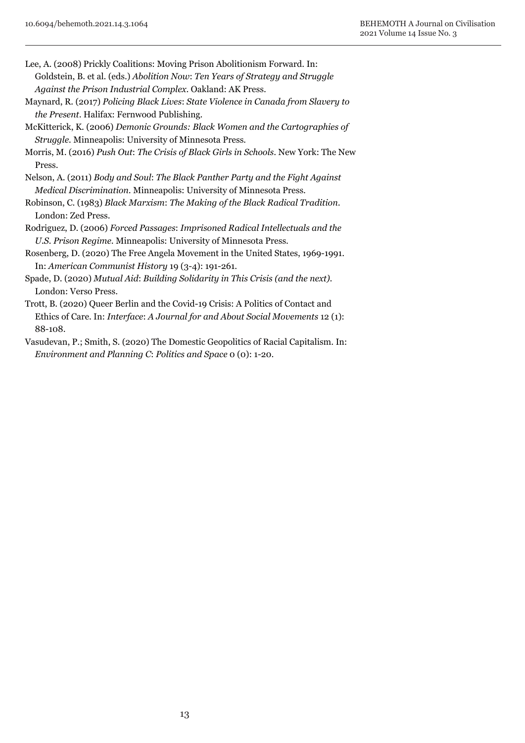Lee, A. (2008) Prickly Coalitions: Moving Prison Abolitionism Forward. In: Goldstein, B. et al. (eds.) *Abolition Now*: *Ten Years of Strategy and Struggle Against the Prison Industrial Complex*. Oakland: AK Press.

Maynard, R. (2017) *Policing Black Lives*: *State Violence in Canada from Slavery to the Present*. Halifax: Fernwood Publishing.

McKitterick, K. (2006) *Demonic Grounds: Black Women and the Cartographies of Struggle*. Minneapolis: University of Minnesota Press.

Morris, M. (2016) *Push Out*: *The Crisis of Black Girls in Schools*. New York: The New Press.

Nelson, A. (2011) *Body and Soul*: *The Black Panther Party and the Fight Against Medical Discrimination*. Minneapolis: University of Minnesota Press.

Robinson, C. (1983) *Black Marxism*: *The Making of the Black Radical Tradition*. London: Zed Press.

Rodriguez, D. (2006) *Forced Passages*: *Imprisoned Radical Intellectuals and the U.S. Prison Regime*. Minneapolis: University of Minnesota Press.

Rosenberg, D. (2020) The Free Angela Movement in the United States, 1969-1991. In: *American Communist History* 19 (3-4): 191-261.

Spade, D. (2020) *Mutual Aid*: *Building Solidarity in This Crisis (and the next)*. London: Verso Press.

Trott, B. (2020) Queer Berlin and the Covid-19 Crisis: A Politics of Contact and Ethics of Care. In: *Interface*: *A Journal for and About Social Movements* 12 (1): 88-108.

Vasudevan, P.; Smith, S. (2020) The Domestic Geopolitics of Racial Capitalism. In: *Environment and Planning C*: *Politics and Space* 0 (0): 1-20.